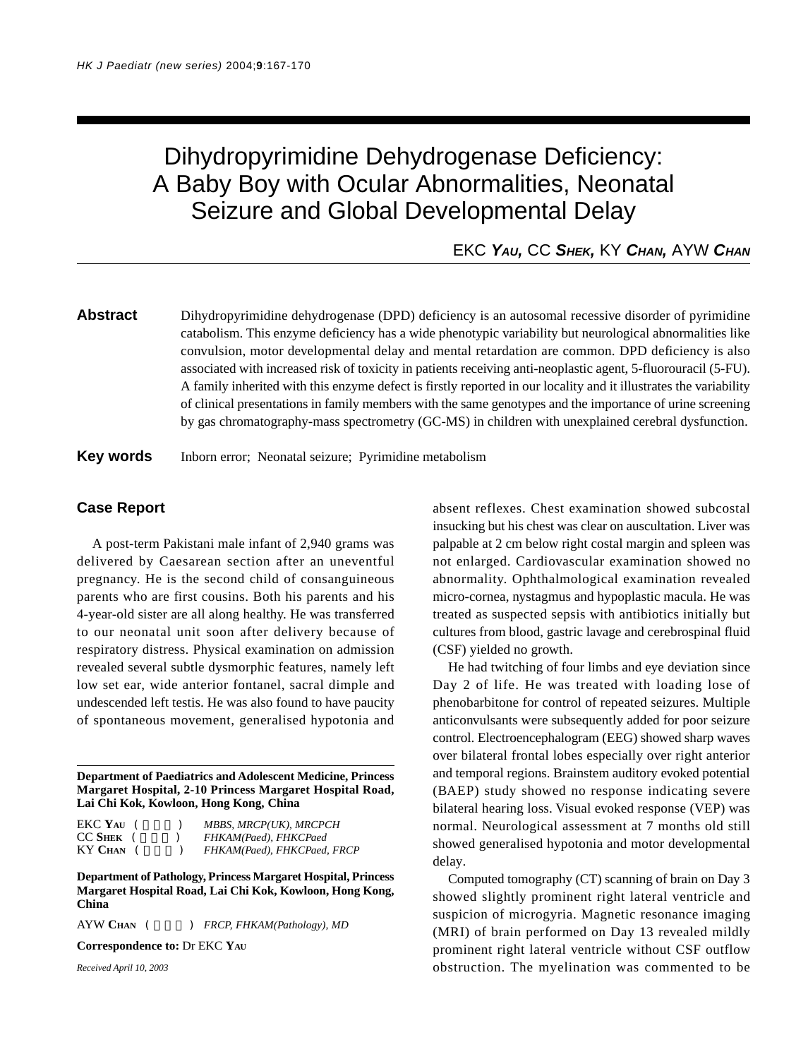# Dihydropyrimidine Dehydrogenase Deficiency: A Baby Boy with Ocular Abnormalities, Neonatal Seizure and Global Developmental Delay

EKC **Yau,** CC **Shek,** KY **Chan,** AYW **Chan**

**Abstract** Dihydropyrimidine dehydrogenase (DPD) deficiency is an autosomal recessive disorder of pyrimidine catabolism. This enzyme deficiency has a wide phenotypic variability but neurological abnormalities like convulsion, motor developmental delay and mental retardation are common. DPD deficiency is also associated with increased risk of toxicity in patients receiving anti-neoplastic agent, 5-fluorouracil (5-FU). A family inherited with this enzyme defect is firstly reported in our locality and it illustrates the variability of clinical presentations in family members with the same genotypes and the importance of urine screening by gas chromatography-mass spectrometry (GC-MS) in children with unexplained cerebral dysfunction.

**Key words** Inborn error; Neonatal seizure; Pyrimidine metabolism

## Case Report

A post-term Pakistani male infant of 2,940 grams was delivered by Caesarean section after an uneventful pregnancy. He is the second child of consanguineous parents who are first cousins. Both his parents and his 4-year-old sister are all along healthy. He was transferred to our neonatal unit soon after delivery because of respiratory distress. Physical examination on admission revealed several subtle dysmorphic features, namely left low set ear, wide anterior fontanel, sacral dimple and undescended left testis. He was also found to have paucity of spontaneous movement, generalised hypotonia and absent reflexes. Chest examination showed subcostal insucking but his chest was clear on auscultation. Liver was palpable at 2 cm below right costal margin and spleen was not enlarged. Cardiovascular examination showed no abnormality. Ophthalmological examination revealed micro-cornea, nystagmus and hypoplastic macula. He was treated as suspected sepsis with antibiotics initially but cultures from blood, gastric lavage and cerebrospinal fluid (CSF) yielded no growth.

He had twitching of four limbs and eye deviation since Day 2 of life. He was treated with loading lose of phenobarbitone for control of repeated seizures. Multiple anticonvulsants were subsequently added for poor seizure control. Electroencephalogram (EEG) showed sharp waves over bilateral frontal lobes especially over right anterior and temporal regions. Brainstem auditory evoked potential (BAEP) study showed no response indicating severe bilateral hearing loss. Visual evoked response (VEP) was normal. Neurological assessment at 7 months old still showed generalised hypotonia and motor developmental delay.

Computed tomography (CT) scanning of brain on Day 3 showed slightly prominent right lateral ventricle and suspicion of microgyria. Magnetic resonance imaging (MRI) of brain performed on Day 13 revealed mildly prominent right lateral ventricle without CSF outflow obstruction. The myelination was commented to be

---

**Department of Paediatrics and Adolescent Medicine, Princess Margaret Hospital, 2-10 Princess Margaret Hospital Road, Lai Chi Kok, Kowloon, Hong Kong, China**

EKC **Yau** ( ) *MBBS, MRCP(UK), MRCPCH*
CC **Shek** ( ) *FHKAM(Paed), FHKCPaed*
KY **Chan** ( ) *FHKAM(Paed), FHKCPaed, FRCP*

**Department of Pathology, Princess Margaret Hospital, Princess Margaret Hospital Road, Lai Chi Kok, Kowloon, Hong Kong, China**

AYW **Chan** ( ) *FRCP, FHKAM(Pathology), MD*

**Correspondence to:** Dr EKC **Yau**

*Received April 10, 2003*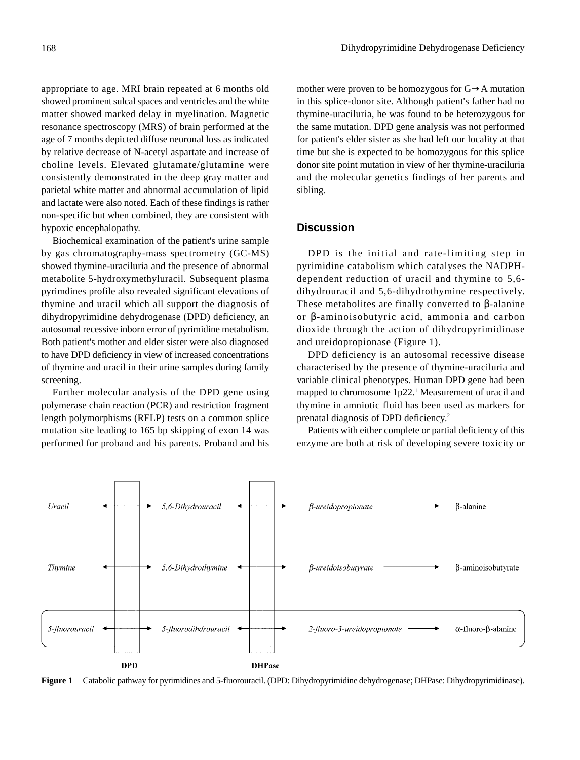appropriate to age. MRI brain repeated at 6 months old showed prominent sulcal spaces and ventricles and the white matter showed marked delay in myelination. Magnetic resonance spectroscopy (MRS) of brain performed at the age of 7 months depicted diffuse neuronal loss as indicated by relative decrease of N-acetyl aspartate and increase of choline levels. Elevated glutamate/glutamine were consistently demonstrated in the deep gray matter and parietal white matter and abnormal accumulation of lipid and lactate were also noted. Each of these findings is rather non-specific but when combined, they are consistent with hypoxic encephalopathy.

Biochemical examination of the patient's urine sample by gas chromatography-mass spectrometry (GC-MS) showed thymine-uraciluria and the presence of abnormal metabolite 5-hydroxymethyluracil. Subsequent plasma pyrimdines profile also revealed significant elevations of thymine and uracil which all support the diagnosis of dihydropyrimidine dehydrogenase (DPD) deficiency, an autosomal recessive inborn error of pyrimidine metabolism. Both patient's mother and elder sister were also diagnosed to have DPD deficiency in view of increased concentrations of thymine and uracil in their urine samples during family screening.

Further molecular analysis of the DPD gene using polymerase chain reaction (PCR) and restriction fragment length polymorphisms (RFLP) tests on a common splice mutation site leading to 165 bp skipping of exon 14 was performed for proband and his parents. Proband and his mother were proven to be homozygous for G→A mutation in this splice-donor site. Although patient's father had no thymine-uraciluria, he was found to be heterozygous for the same mutation. DPD gene analysis was not performed for patient's elder sister as she had left our locality at that time but she is expected to be homozygous for this splice donor site point mutation in view of her thymine-uraciluria and the molecular genetics findings of her parents and sibling.

## Discussion

DPD is the initial and rate-limiting step in pyrimidine catabolism which catalyses the NADPH-dependent reduction of uracil and thymine to 5,6-dihydrouracil and 5,6-dihydrothymine respectively. These metabolites are finally converted to β-alanine or β-aminoisobutyric acid, ammonia and carbon dioxide through the action of dihydropyrimidinase and ureidopropionase (Figure 1).

DPD deficiency is an autosomal recessive disease characterised by the presence of thymine-uraciluria and variable clinical phenotypes. Human DPD gene had been mapped to chromosome 1p22.[1] Measurement of uracil and thymine in amniotic fluid has been used as markers for prenatal diagnosis of DPD deficiency.[2]

Patients with either complete or partial deficiency of this enzyme are both at risk of developing severe toxicity or

| | DPD | | DHPase | | | |
|---|---|---|---|---|---|---|
| *Uracil* | ↔ | *5,6-Dihydrouracil* | ↔ | *β-ureidopropionate* | → | β-alanine |
| *Thymine* | ↔ | *5,6-Dihydrothymine* | ↔ | *β-ureidoisobutyrate* | → | β-aminoisobutyrate |
| *5-fluorouracil* | ↔ | *5-fluorodihdrouracil* | ↔ | *2-fluoro-3-ureidopropionate* | → | α-fluoro-β-alanine |

**Figure 1** Catabolic pathway for pyrimidines and 5-fluorouracil. (DPD: Dihydropyrimidine dehydrogenase; DHPase: Dihydropyrimidinase).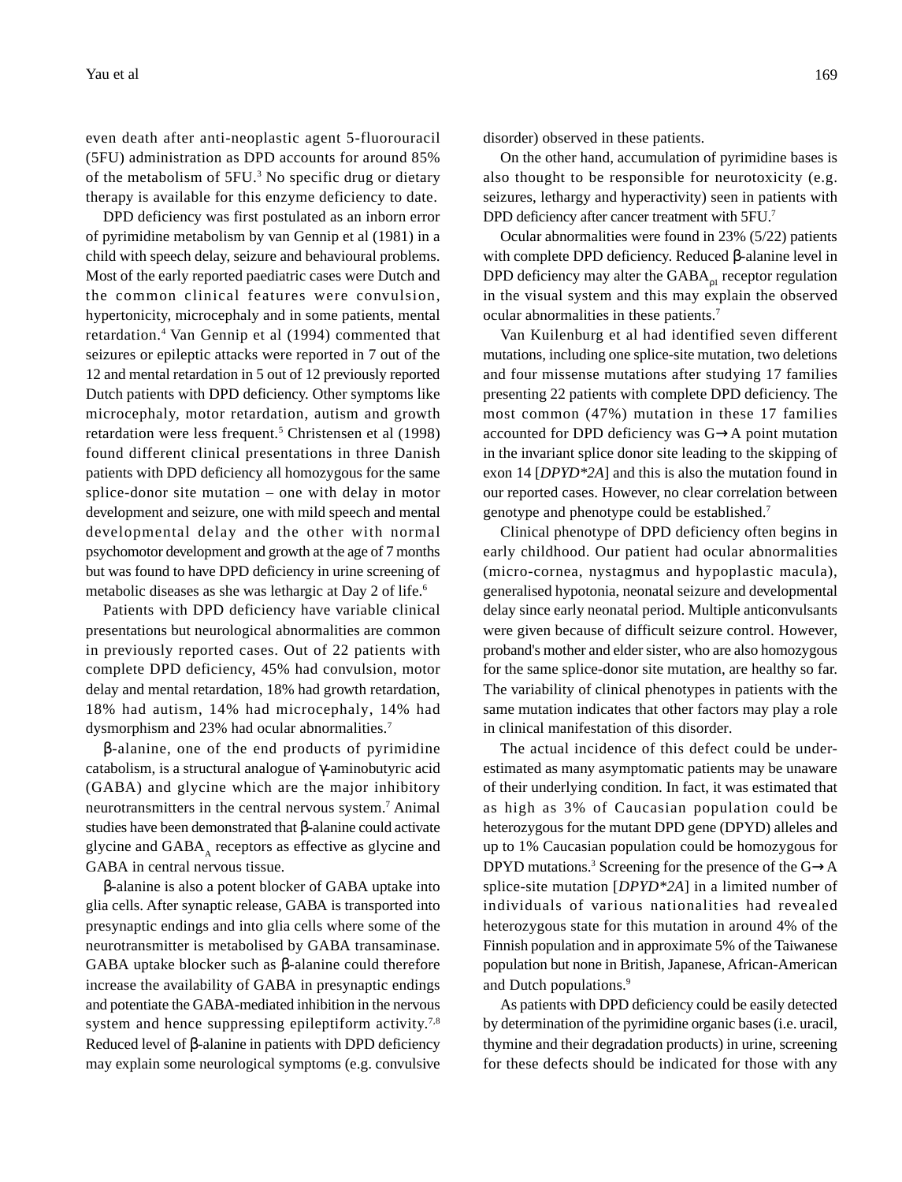even death after anti-neoplastic agent 5-fluorouracil (5FU) administration as DPD accounts for around 85% of the metabolism of 5FU.[3] No specific drug or dietary therapy is available for this enzyme deficiency to date.

DPD deficiency was first postulated as an inborn error of pyrimidine metabolism by van Gennip et al (1981) in a child with speech delay, seizure and behavioural problems. Most of the early reported paediatric cases were Dutch and the common clinical features were convulsion, hypertonicity, microcephaly and in some patients, mental retardation.[4] Van Gennip et al (1994) commented that seizures or epileptic attacks were reported in 7 out of the 12 and mental retardation in 5 out of 12 previously reported Dutch patients with DPD deficiency. Other symptoms like microcephaly, motor retardation, autism and growth retardation were less frequent.[5] Christensen et al (1998) found different clinical presentations in three Danish patients with DPD deficiency all homozygous for the same splice-donor site mutation – one with delay in motor development and seizure, one with mild speech and mental developmental delay and the other with normal psychomotor development and growth at the age of 7 months but was found to have DPD deficiency in urine screening of metabolic diseases as she was lethargic at Day 2 of life.[6]

Patients with DPD deficiency have variable clinical presentations but neurological abnormalities are common in previously reported cases. Out of 22 patients with complete DPD deficiency, 45% had convulsion, motor delay and mental retardation, 18% had growth retardation, 18% had autism, 14% had microcephaly, 14% had dysmorphism and 23% had ocular abnormalities.[7]

β-alanine, one of the end products of pyrimidine catabolism, is a structural analogue of γ-aminobutyric acid (GABA) and glycine which are the major inhibitory neurotransmitters in the central nervous system.[7] Animal studies have been demonstrated that β-alanine could activate glycine and $GABA_A$ receptors as effective as glycine and GABA in central nervous tissue.

β-alanine is also a potent blocker of GABA uptake into glia cells. After synaptic release, GABA is transported into presynaptic endings and into glia cells where some of the neurotransmitter is metabolised by GABA transaminase. GABA uptake blocker such as β-alanine could therefore increase the availability of GABA in presynaptic endings and potentiate the GABA-mediated inhibition in the nervous system and hence suppressing epileptiform activity.[7,8] Reduced level of β-alanine in patients with DPD deficiency may explain some neurological symptoms (e.g. convulsive disorder) observed in these patients.

On the other hand, accumulation of pyrimidine bases is also thought to be responsible for neurotoxicity (e.g. seizures, lethargy and hyperactivity) seen in patients with DPD deficiency after cancer treatment with 5FU.[7]

Ocular abnormalities were found in 23% (5/22) patients with complete DPD deficiency. Reduced β-alanine level in DPD deficiency may alter the $GABA_{\rho 1}$ receptor regulation in the visual system and this may explain the observed ocular abnormalities in these patients.[7]

Van Kuilenburg et al had identified seven different mutations, including one splice-site mutation, two deletions and four missense mutations after studying 17 families presenting 22 patients with complete DPD deficiency. The most common (47%) mutation in these 17 families accounted for DPD deficiency was G→A point mutation in the invariant splice donor site leading to the skipping of exon 14 [*DPYD*2A*] and this is also the mutation found in our reported cases. However, no clear correlation between genotype and phenotype could be established.[7]

Clinical phenotype of DPD deficiency often begins in early childhood. Our patient had ocular abnormalities (micro-cornea, nystagmus and hypoplastic macula), generalised hypotonia, neonatal seizure and developmental delay since early neonatal period. Multiple anticonvulsants were given because of difficult seizure control. However, proband's mother and elder sister, who are also homozygous for the same splice-donor site mutation, are healthy so far. The variability of clinical phenotypes in patients with the same mutation indicates that other factors may play a role in clinical manifestation of this disorder.

The actual incidence of this defect could be under-estimated as many asymptomatic patients may be unaware of their underlying condition. In fact, it was estimated that as high as 3% of Caucasian population could be heterozygous for the mutant DPD gene (DPYD) alleles and up to 1% Caucasian population could be homozygous for DPYD mutations.[3] Screening for the presence of the G→A splice-site mutation [*DPYD*2A*] in a limited number of individuals of various nationalities had revealed heterozygous state for this mutation in around 4% of the Finnish population and in approximate 5% of the Taiwanese population but none in British, Japanese, African-American and Dutch populations.[9]

As patients with DPD deficiency could be easily detected by determination of the pyrimidine organic bases (i.e. uracil, thymine and their degradation products) in urine, screening for these defects should be indicated for those with any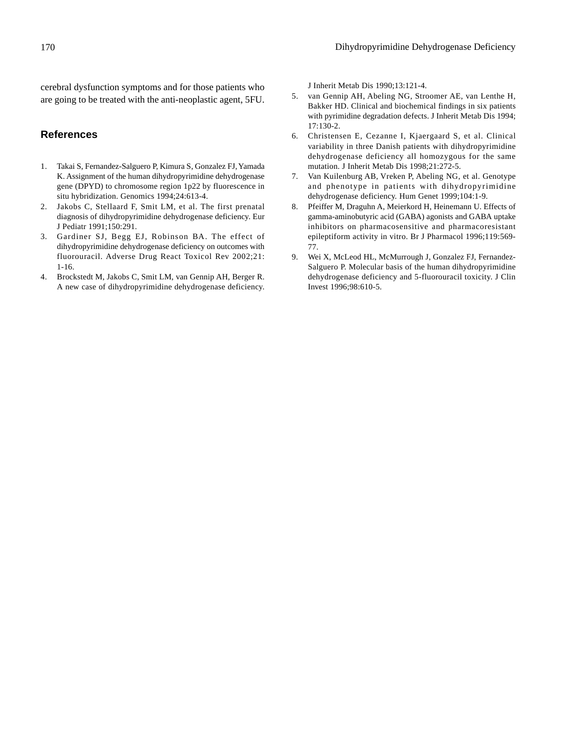cerebral dysfunction symptoms and for those patients who are going to be treated with the anti-neoplastic agent, 5FU.

## References

1. Takai S, Fernandez-Salguero P, Kimura S, Gonzalez FJ, Yamada K. Assignment of the human dihydropyrimidine dehydrogenase gene (DPYD) to chromosome region 1p22 by fluorescence in situ hybridization. Genomics 1994;24:613-4.
2. Jakobs C, Stellaard F, Smit LM, et al. The first prenatal diagnosis of dihydropyrimidine dehydrogenase deficiency. Eur J Pediatr 1991;150:291.
3. Gardiner SJ, Begg EJ, Robinson BA. The effect of dihydropyrimidine dehydrogenase deficiency on outcomes with fluorouracil. Adverse Drug React Toxicol Rev 2002;21: 1-16.
4. Brockstedt M, Jakobs C, Smit LM, van Gennip AH, Berger R. A new case of dihydropyrimidine dehydrogenase deficiency. J Inherit Metab Dis 1990;13:121-4.
5. van Gennip AH, Abeling NG, Stroomer AE, van Lenthe H, Bakker HD. Clinical and biochemical findings in six patients with pyrimidine degradation defects. J Inherit Metab Dis 1994; 17:130-2.
6. Christensen E, Cezanne I, Kjaergaard S, et al. Clinical variability in three Danish patients with dihydropyrimidine dehydrogenase deficiency all homozygous for the same mutation. J Inherit Metab Dis 1998;21:272-5.
7. Van Kuilenburg AB, Vreken P, Abeling NG, et al. Genotype and phenotype in patients with dihydropyrimidine dehydrogenase deficiency. Hum Genet 1999;104:1-9.
8. Pfeiffer M, Draguhn A, Meierkord H, Heinemann U. Effects of gamma-aminobutyric acid (GABA) agonists and GABA uptake inhibitors on pharmacosensitive and pharmacoresistant epileptiform activity in vitro. Br J Pharmacol 1996;119:569-77.
9. Wei X, McLeod HL, McMurrough J, Gonzalez FJ, Fernandez-Salguero P. Molecular basis of the human dihydropyrimidine dehydrogenase deficiency and 5-fluorouracil toxicity. J Clin Invest 1996;98:610-5.